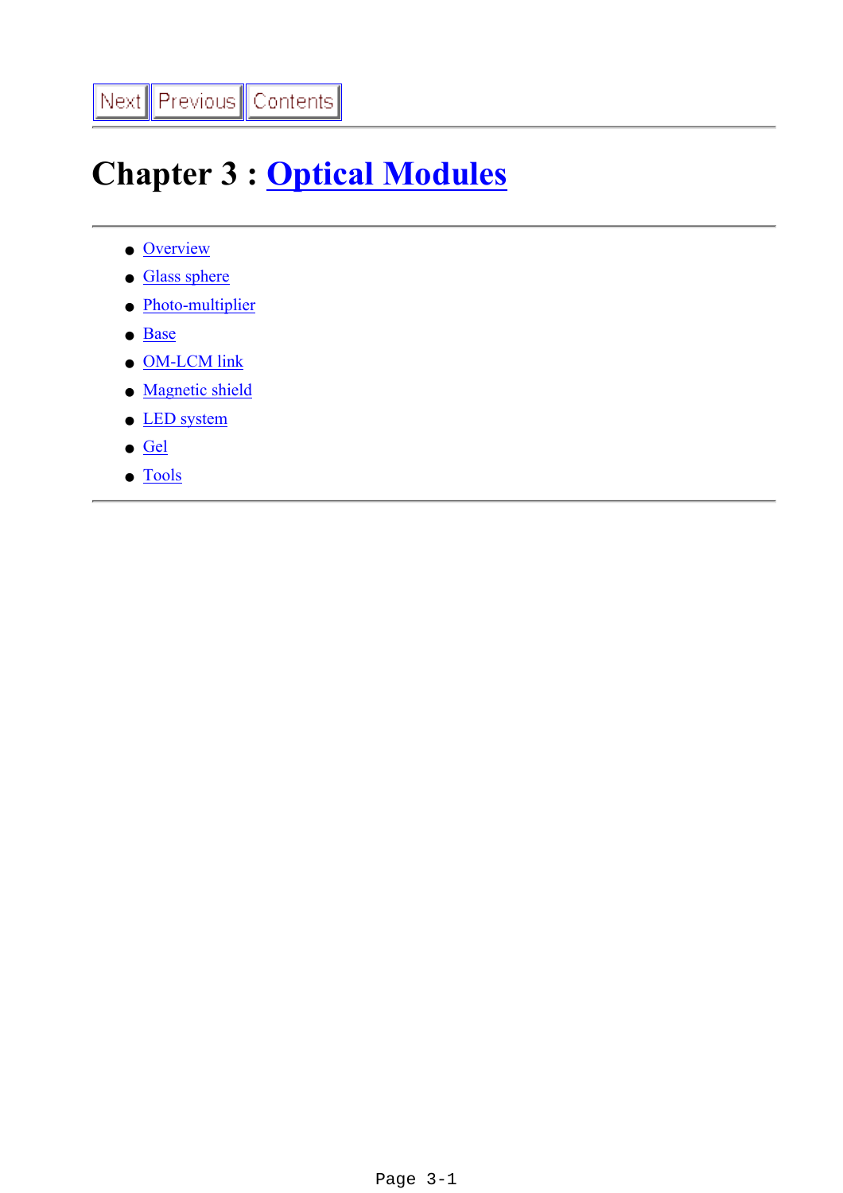Next | Previous | Contents

---

# Chapter 3 : Optical Modules

---

- Overview
- Glass sphere
- Photo-multiplier
- Base
- OM-LCM link
- Magnetic shield
- LED system
- Gel
- Tools

---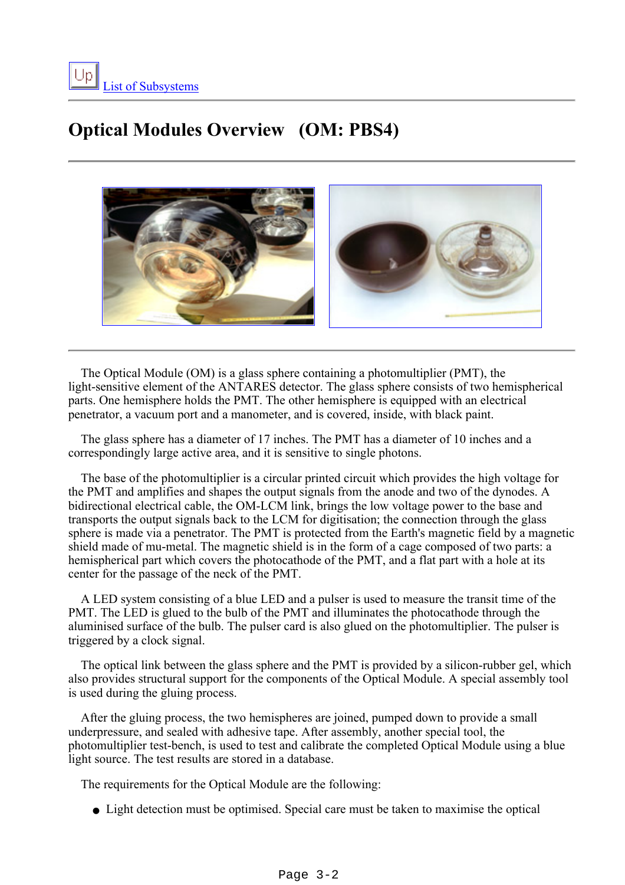Up [List of Subsystems](#)

# Optical Modules Overview (OM: PBS4)

The Optical Module (OM) is a glass sphere containing a photomultiplier (PMT), the light-sensitive element of the ANTARES detector. The glass sphere consists of two hemispherical parts. One hemisphere holds the PMT. The other hemisphere is equipped with an electrical penetrator, a vacuum port and a manometer, and is covered, inside, with black paint.

The glass sphere has a diameter of 17 inches. The PMT has a diameter of 10 inches and a correspondingly large active area, and it is sensitive to single photons.

The base of the photomultiplier is a circular printed circuit which provides the high voltage for the PMT and amplifies and shapes the output signals from the anode and two of the dynodes. A bidirectional electrical cable, the OM-LCM link, brings the low voltage power to the base and transports the output signals back to the LCM for digitisation; the connection through the glass sphere is made via a penetrator. The PMT is protected from the Earth's magnetic field by a magnetic shield made of mu-metal. The magnetic shield is in the form of a cage composed of two parts: a hemispherical part which covers the photocathode of the PMT, and a flat part with a hole at its center for the passage of the neck of the PMT.

A LED system consisting of a blue LED and a pulser is used to measure the transit time of the PMT. The LED is glued to the bulb of the PMT and illuminates the photocathode through the aluminised surface of the bulb. The pulser card is also glued on the photomultiplier. The pulser is triggered by a clock signal.

The optical link between the glass sphere and the PMT is provided by a silicon-rubber gel, which also provides structural support for the components of the Optical Module. A special assembly tool is used during the gluing process.

After the gluing process, the two hemispheres are joined, pumped down to provide a small underpressure, and sealed with adhesive tape. After assembly, another special tool, the photomultiplier test-bench, is used to test and calibrate the completed Optical Module using a blue light source. The test results are stored in a database.

The requirements for the Optical Module are the following:

- Light detection must be optimised. Special care must be taken to maximise the optical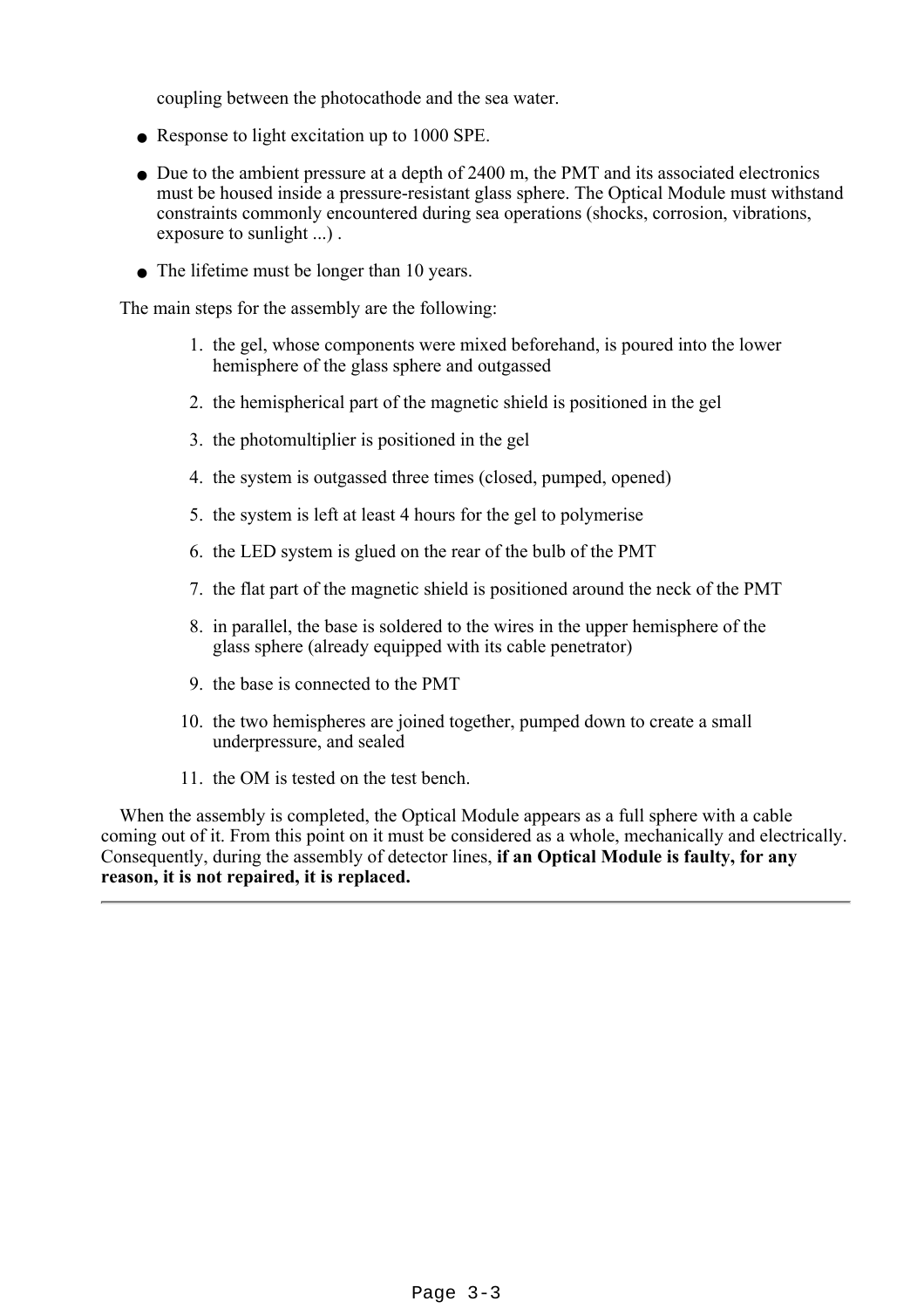coupling between the photocathode and the sea water.

- Response to light excitation up to 1000 SPE.
- Due to the ambient pressure at a depth of 2400 m, the PMT and its associated electronics must be housed inside a pressure-resistant glass sphere. The Optical Module must withstand constraints commonly encountered during sea operations (shocks, corrosion, vibrations, exposure to sunlight ...) .
- The lifetime must be longer than 10 years.

The main steps for the assembly are the following:

1. the gel, whose components were mixed beforehand, is poured into the lower hemisphere of the glass sphere and outgassed
2. the hemispherical part of the magnetic shield is positioned in the gel
3. the photomultiplier is positioned in the gel
4. the system is outgassed three times (closed, pumped, opened)
5. the system is left at least 4 hours for the gel to polymerise
6. the LED system is glued on the rear of the bulb of the PMT
7. the flat part of the magnetic shield is positioned around the neck of the PMT
8. in parallel, the base is soldered to the wires in the upper hemisphere of the glass sphere (already equipped with its cable penetrator)
9. the base is connected to the PMT
10. the two hemispheres are joined together, pumped down to create a small underpressure, and sealed
11. the OM is tested on the test bench.

When the assembly is completed, the Optical Module appears as a full sphere with a cable coming out of it. From this point on it must be considered as a whole, mechanically and electrically. Consequently, during the assembly of detector lines, **if an Optical Module is faulty, for any reason, it is not repaired, it is replaced.**

---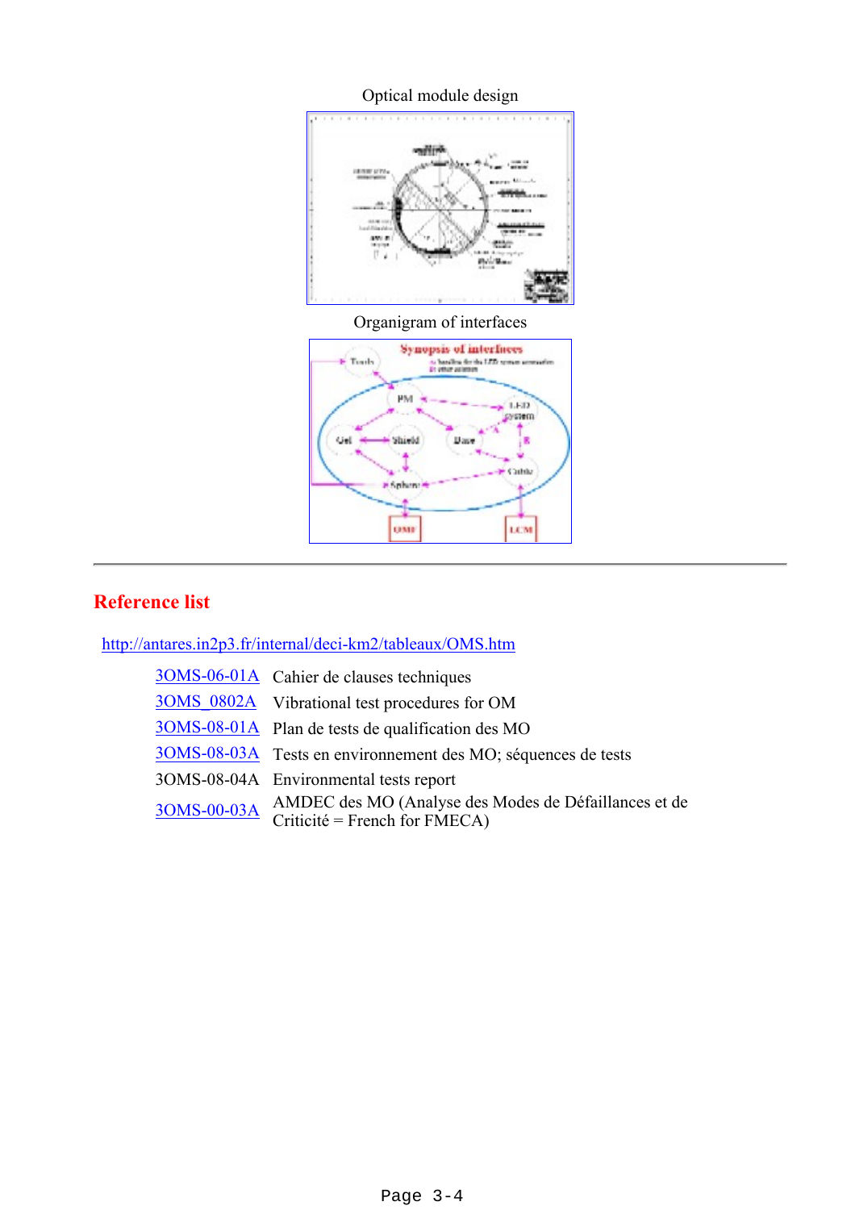Optical module design

Organigram of interfaces

## Reference list

http://antares.in2p3.fr/internal/deci-km2/tableaux/OMS.htm

| | |
|---|---|
| 3OMS-06-01A | Cahier de clauses techniques |
| 3OMS_0802A | Vibrational test procedures for OM |
| 3OMS-08-01A | Plan de tests de qualification des MO |
| 3OMS-08-03A | Tests en environnement des MO; séquences de tests |
| 3OMS-08-04A | Environmental tests report |
| 3OMS-00-03A | AMDEC des MO (Analyse des Modes de Défaillances et de Criticité = French for FMECA) |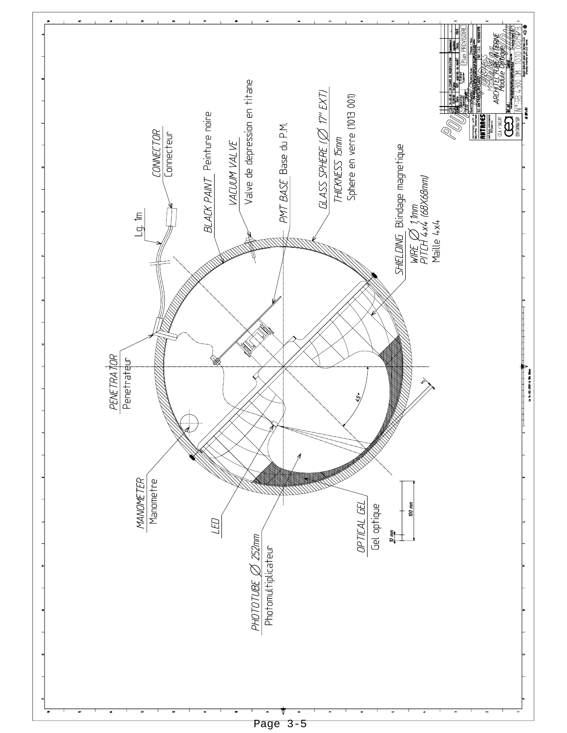CONNECTOR
Connecteur

Lg. 1m

BLACK PAINT Peinture noire

VACUUM VALVE
Valve de depression en titane

PMT BASE Base du P.M.

GLASS SPHERE (Ø 17" EXT)
THICKNESS 15mm
Sphere en verre (1013 001)

SHIELDING Blindage magnetique
WIRE Ø 1,1mm
PITCH 4x4 (68X68mm)
Maille 4x4

PENETRATOR
Penetrateur

45°

MANOMETER
Manometre

LED

PHOTOTUBE Ø 252mm
Photomultiplicateur

OPTICAL GEL
Gel optique

10 mm

100 mm

ANTARES

CEA / SACLAY

Plan PROVISOIRE

ARCHITECTURE INTERNE
Module Optique

N° 3B 4300 TM 1010 001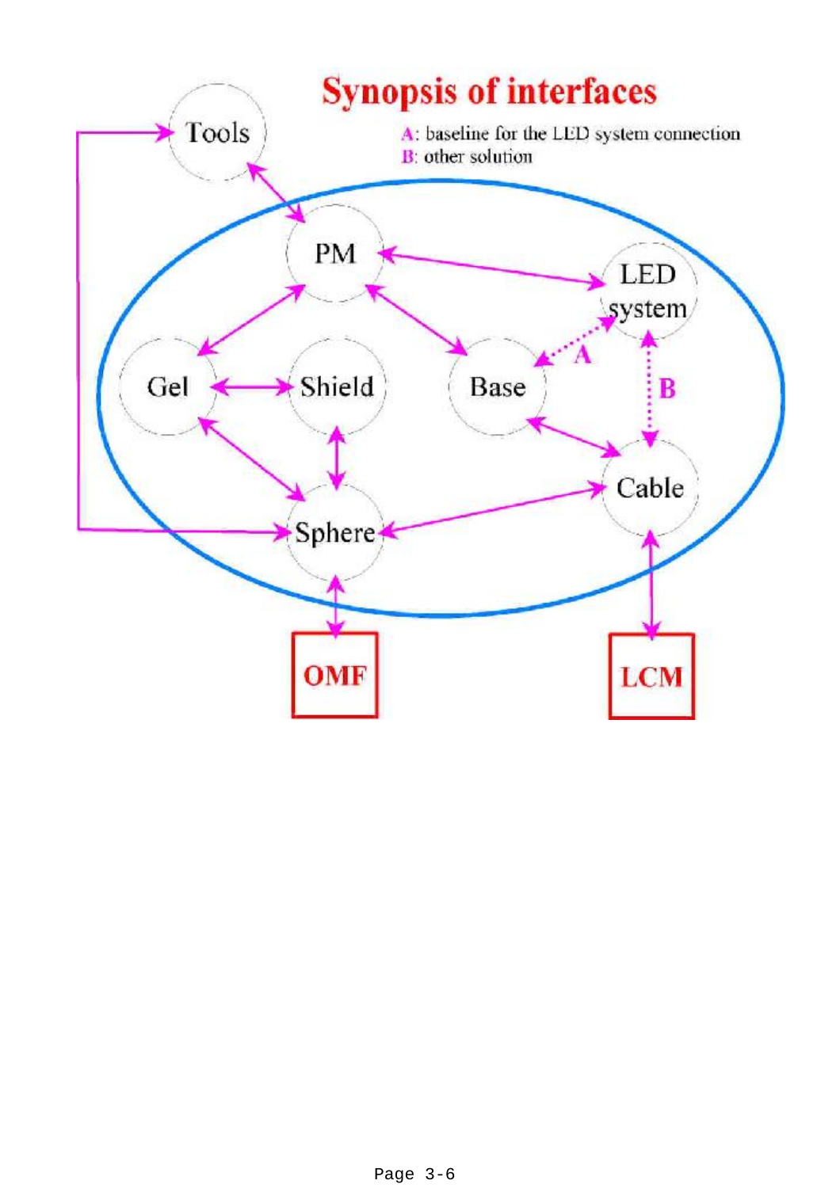# Synopsis of interfaces

A: baseline for the LED system connection
B: other solution

Tools

PM

LED system

Gel

Shield

Base

Cable

Sphere

OMF

LCM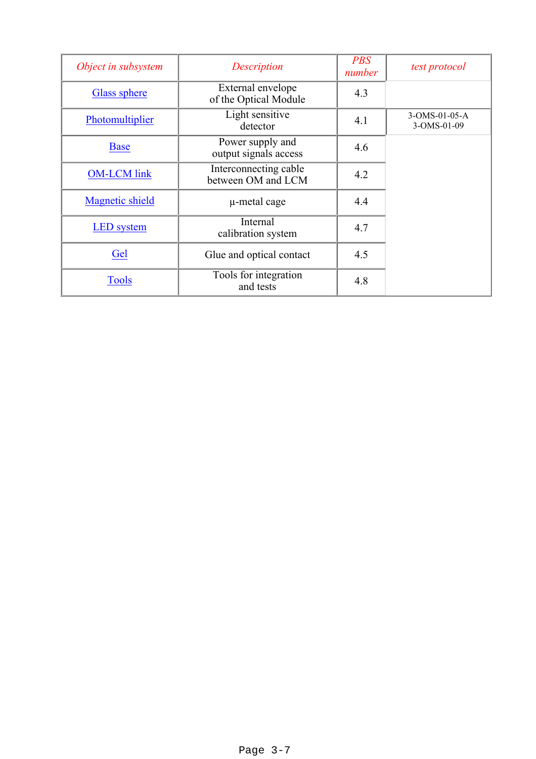| *Object in subsystem* | *Description* | *PBS number* | *test protocol* |
| --- | --- | --- | --- |
| Glass sphere | External envelope of the Optical Module | 4.3 | |
| Photomultiplier | Light sensitive detector | 4.1 | 3-OMS-01-05-A 3-OMS-01-09 |
| Base | Power supply and output signals access | 4.6 | |
| OM-LCM link | Interconnecting cable between OM and LCM | 4.2 | |
| Magnetic shield | μ-metal cage | 4.4 | |
| LED system | Internal calibration system | 4.7 | |
| Gel | Glue and optical contact | 4.5 | |
| Tools | Tools for integration and tests | 4.8 | |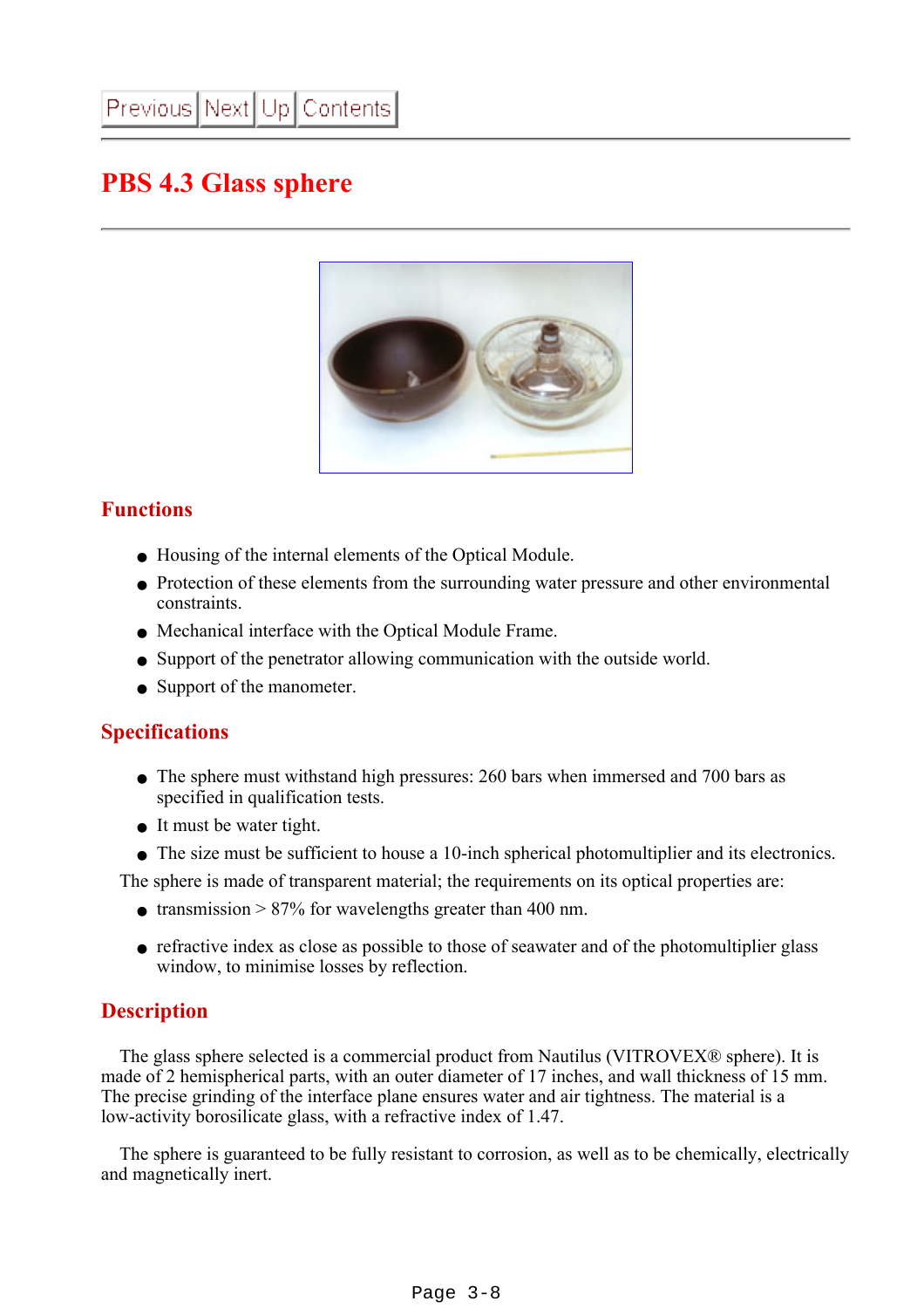Previous Next Up Contents

# PBS 4.3 Glass sphere

## Functions

- Housing of the internal elements of the Optical Module.
- Protection of these elements from the surrounding water pressure and other environmental constraints.
- Mechanical interface with the Optical Module Frame.
- Support of the penetrator allowing communication with the outside world.
- Support of the manometer.

## Specifications

- The sphere must withstand high pressures: 260 bars when immersed and 700 bars as specified in qualification tests.
- It must be water tight.
- The size must be sufficient to house a 10-inch spherical photomultiplier and its electronics.

The sphere is made of transparent material; the requirements on its optical properties are:

- transmission > 87% for wavelengths greater than 400 nm.
- refractive index as close as possible to those of seawater and of the photomultiplier glass window, to minimise losses by reflection.

## Description

The glass sphere selected is a commercial product from Nautilus (VITROVEX® sphere). It is made of 2 hemispherical parts, with an outer diameter of 17 inches, and wall thickness of 15 mm. The precise grinding of the interface plane ensures water and air tightness. The material is a low-activity borosilicate glass, with a refractive index of 1.47.

The sphere is guaranteed to be fully resistant to corrosion, as well as to be chemically, electrically and magnetically inert.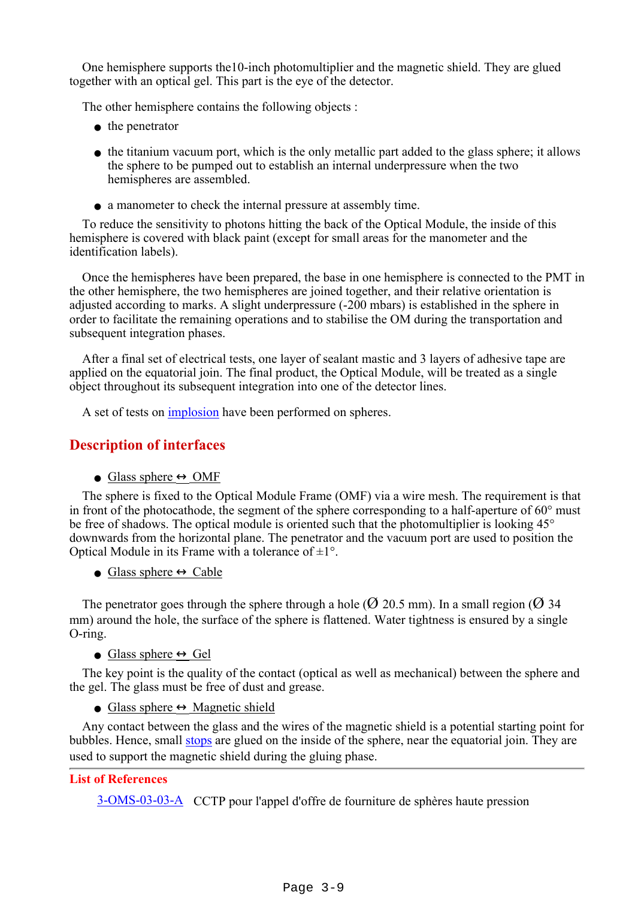One hemisphere supports the10-inch photomultiplier and the magnetic shield. They are glued together with an optical gel. This part is the eye of the detector.

The other hemisphere contains the following objects :

- the penetrator
- the titanium vacuum port, which is the only metallic part added to the glass sphere; it allows the sphere to be pumped out to establish an internal underpressure when the two hemispheres are assembled.
- a manometer to check the internal pressure at assembly time.

To reduce the sensitivity to photons hitting the back of the Optical Module, the inside of this hemisphere is covered with black paint (except for small areas for the manometer and the identification labels).

Once the hemispheres have been prepared, the base in one hemisphere is connected to the PMT in the other hemisphere, the two hemispheres are joined together, and their relative orientation is adjusted according to marks. A slight underpressure (-200 mbars) is established in the sphere in order to facilitate the remaining operations and to stabilise the OM during the transportation and subsequent integration phases.

After a final set of electrical tests, one layer of sealant mastic and 3 layers of adhesive tape are applied on the equatorial join. The final product, the Optical Module, will be treated as a single object throughout its subsequent integration into one of the detector lines.

A set of tests on implosion have been performed on spheres.

## Description of interfaces

- Glass sphere ↔ OMF

The sphere is fixed to the Optical Module Frame (OMF) via a wire mesh. The requirement is that in front of the photocathode, the segment of the sphere corresponding to a half-aperture of 60° must be free of shadows. The optical module is oriented such that the photomultiplier is looking 45° downwards from the horizontal plane. The penetrator and the vacuum port are used to position the Optical Module in its Frame with a tolerance of ±1°.

- Glass sphere ↔ Cable

The penetrator goes through the sphere through a hole (Ø 20.5 mm). In a small region (Ø 34 mm) around the hole, the surface of the sphere is flattened. Water tightness is ensured by a single O-ring.

- Glass sphere ↔ Gel

The key point is the quality of the contact (optical as well as mechanical) between the sphere and the gel. The glass must be free of dust and grease.

- Glass sphere ↔ Magnetic shield

Any contact between the glass and the wires of the magnetic shield is a potential starting point for bubbles. Hence, small stops are glued on the inside of the sphere, near the equatorial join. They are used to support the magnetic shield during the gluing phase.

---

### List of References

3-OMS-03-03-A  CCTP pour l'appel d'offre de fourniture de sphères haute pression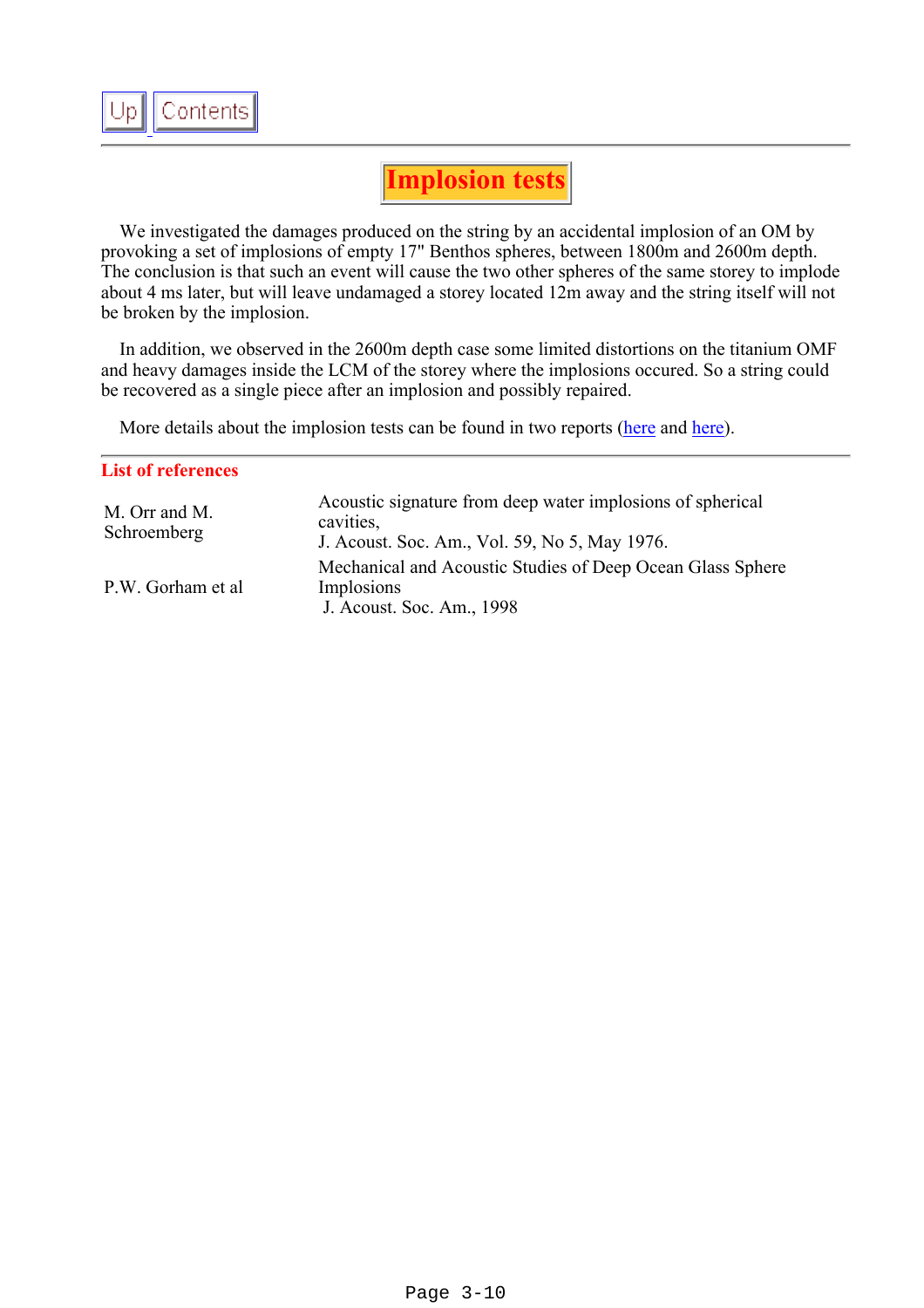Up Contents

# Implosion tests

We investigated the damages produced on the string by an accidental implosion of an OM by provoking a set of implosions of empty 17" Benthos spheres, between 1800m and 2600m depth. The conclusion is that such an event will cause the two other spheres of the same storey to implode about 4 ms later, but will leave undamaged a storey located 12m away and the string itself will not be broken by the implosion.

In addition, we observed in the 2600m depth case some limited distortions on the titanium OMF and heavy damages inside the LCM of the storey where the implosions occured. So a string could be recovered as a single piece after an implosion and possibly repaired.

More details about the implosion tests can be found in two reports (here and here).

## List of references

| | |
|---|---|
| M. Orr and M. Schroemberg | Acoustic signature from deep water implosions of spherical cavities, J. Acoust. Soc. Am., Vol. 59, No 5, May 1976. |
| P.W. Gorham et al | Mechanical and Acoustic Studies of Deep Ocean Glass Sphere Implosions J. Acoust. Soc. Am., 1998 |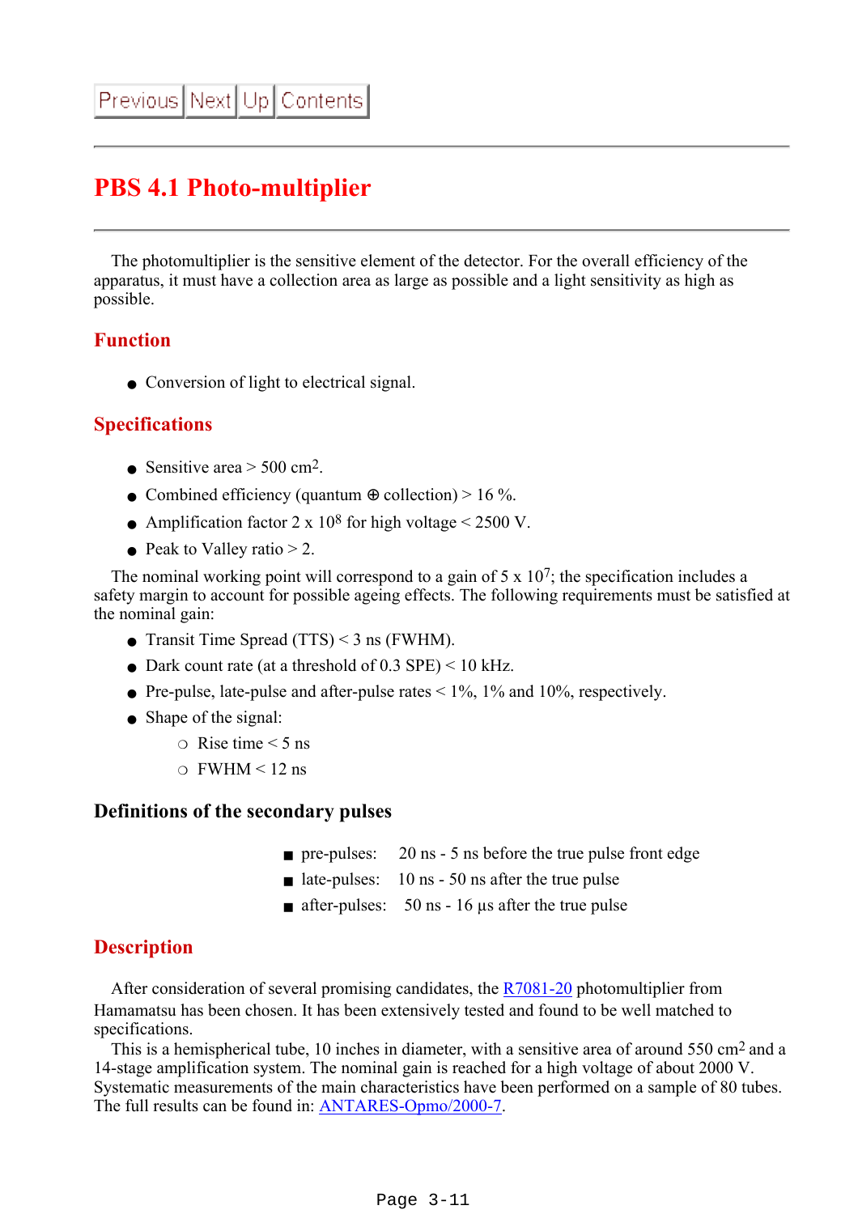# PBS 4.1 Photo-multiplier

The photomultiplier is the sensitive element of the detector. For the overall efficiency of the apparatus, it must have a collection area as large as possible and a light sensitivity as high as possible.

## Function

- Conversion of light to electrical signal.

## Specifications

- Sensitive area > 500 $cm^2$.
- Combined efficiency (quantum ⊕ collection) > 16 %.
- Amplification factor 2 x $10^8$ for high voltage < 2500 V.
- Peak to Valley ratio > 2.

The nominal working point will correspond to a gain of 5 x $10^7$; the specification includes a safety margin to account for possible ageing effects. The following requirements must be satisfied at the nominal gain:

- Transit Time Spread (TTS) < 3 ns (FWHM).
- Dark count rate (at a threshold of 0.3 SPE) < 10 kHz.
- Pre-pulse, late-pulse and after-pulse rates < 1%, 1% and 10%, respectively.
- Shape of the signal:
  - Rise time < 5 ns
  - FWHM < 12 ns

### Definitions of the secondary pulses

- pre-pulses: 20 ns - 5 ns before the true pulse front edge
- late-pulses: 10 ns - 50 ns after the true pulse
- after-pulses: 50 ns - 16 µs after the true pulse

## Description

After consideration of several promising candidates, the R7081-20 photomultiplier from Hamamatsu has been chosen. It has been extensively tested and found to be well matched to specifications.

This is a hemispherical tube, 10 inches in diameter, with a sensitive area of around 550 $cm^2$ and a 14-stage amplification system. The nominal gain is reached for a high voltage of about 2000 V. Systematic measurements of the main characteristics have been performed on a sample of 80 tubes. The full results can be found in: ANTARES-Opmo/2000-7.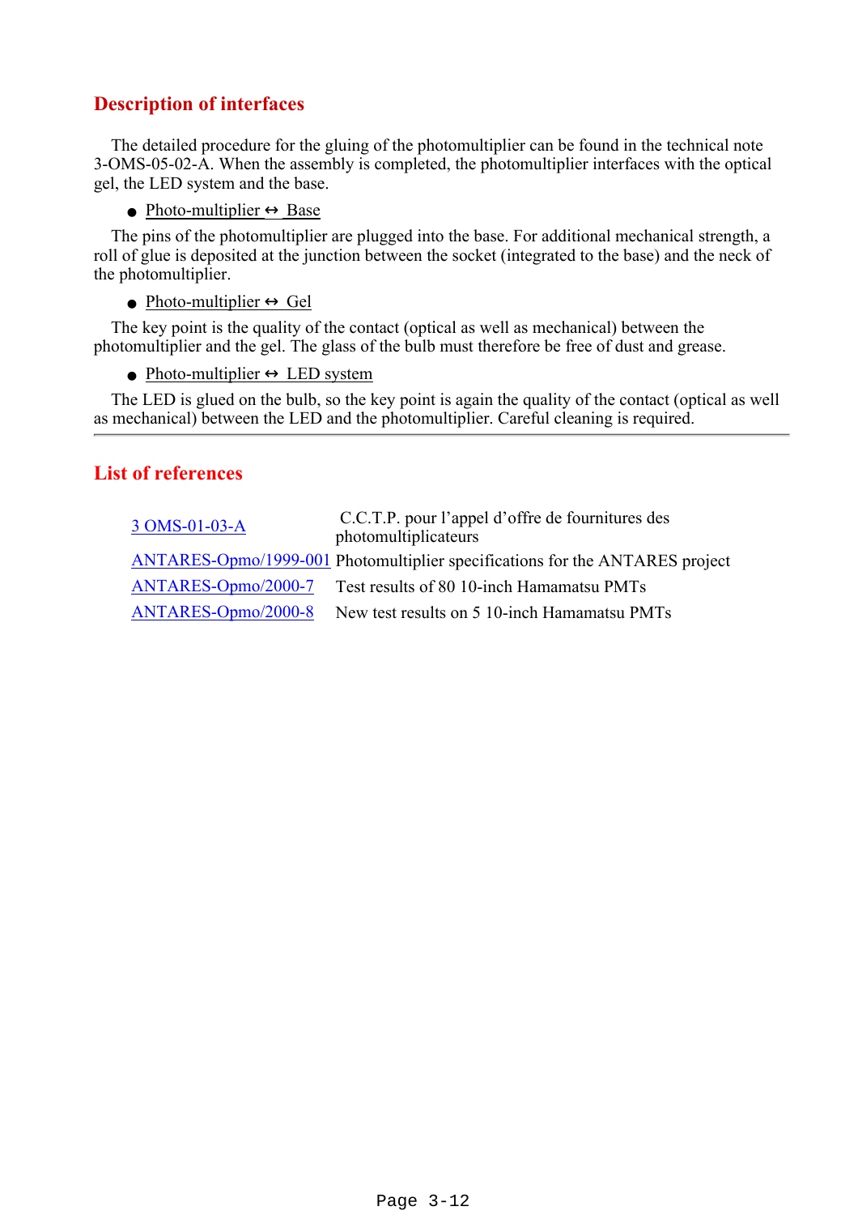## Description of interfaces

The detailed procedure for the gluing of the photomultiplier can be found in the technical note 3-OMS-05-02-A. When the assembly is completed, the photomultiplier interfaces with the optical gel, the LED system and the base.

- Photo-multiplier ↔ Base

The pins of the photomultiplier are plugged into the base. For additional mechanical strength, a roll of glue is deposited at the junction between the socket (integrated to the base) and the neck of the photomultiplier.

- Photo-multiplier ↔ Gel

The key point is the quality of the contact (optical as well as mechanical) between the photomultiplier and the gel. The glass of the bulb must therefore be free of dust and grease.

- Photo-multiplier ↔ LED system

The LED is glued on the bulb, so the key point is again the quality of the contact (optical as well as mechanical) between the LED and the photomultiplier. Careful cleaning is required.

---

## List of references

| | |
|---|---|
| 3 OMS-01-03-A | C.C.T.P. pour l'appel d'offre de fournitures des photomultiplicateurs |
| ANTARES-Opmo/1999-001 | Photomultiplier specifications for the ANTARES project |
| ANTARES-Opmo/2000-7 | Test results of 80 10-inch Hamamatsu PMTs |
| ANTARES-Opmo/2000-8 | New test results on 5 10-inch Hamamatsu PMTs |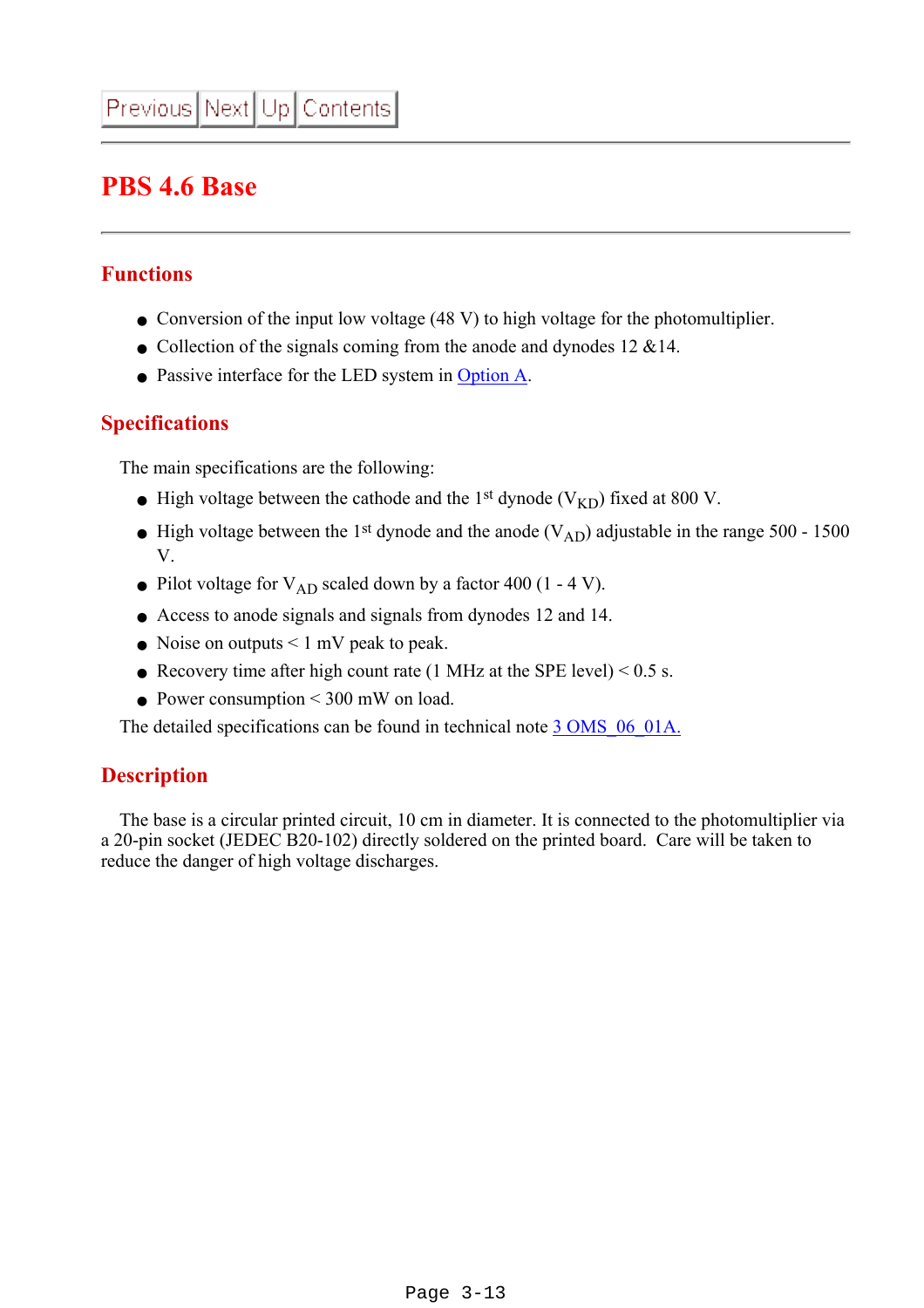Previous | Next | Up | Contents

# PBS 4.6 Base

## Functions

- Conversion of the input low voltage (48 V) to high voltage for the photomultiplier.
- Collection of the signals coming from the anode and dynodes 12 &14.
- Passive interface for the LED system in Option A.

## Specifications

The main specifications are the following:

- High voltage between the cathode and the 1st dynode ($V_{KD}$) fixed at 800 V.
- High voltage between the 1st dynode and the anode ($V_{AD}$) adjustable in the range 500 - 1500 V.
- Pilot voltage for $V_{AD}$ scaled down by a factor 400 (1 - 4 V).
- Access to anode signals and signals from dynodes 12 and 14.
- Noise on outputs < 1 mV peak to peak.
- Recovery time after high count rate (1 MHz at the SPE level) < 0.5 s.
- Power consumption < 300 mW on load.

The detailed specifications can be found in technical note 3 OMS_06_01A.

## Description

The base is a circular printed circuit, 10 cm in diameter. It is connected to the photomultiplier via a 20-pin socket (JEDEC B20-102) directly soldered on the printed board. Care will be taken to reduce the danger of high voltage discharges.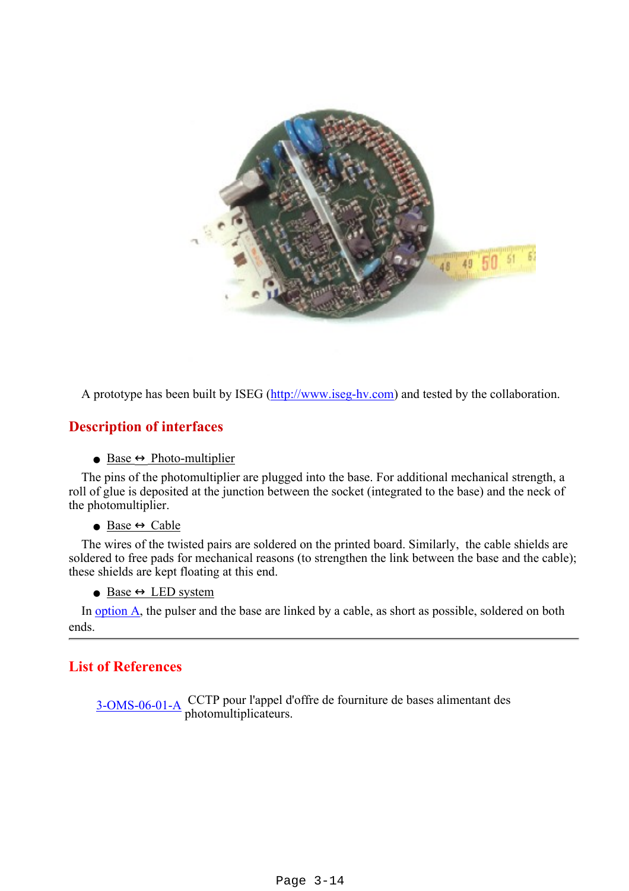A prototype has been built by ISEG (http://www.iseg-hv.com) and tested by the collaboration.

## Description of interfaces

- Base ↔ Photo-multiplier

The pins of the photomultiplier are plugged into the base. For additional mechanical strength, a roll of glue is deposited at the junction between the socket (integrated to the base) and the neck of the photomultiplier.

- Base ↔ Cable

The wires of the twisted pairs are soldered on the printed board. Similarly, the cable shields are soldered to free pads for mechanical reasons (to strengthen the link between the base and the cable); these shields are kept floating at this end.

- Base ↔ LED system

In option A, the pulser and the base are linked by a cable, as short as possible, soldered on both ends.

---

## List of References

3-OMS-06-01-A CCTP pour l'appel d'offre de fourniture de bases alimentant des photomultiplicateurs.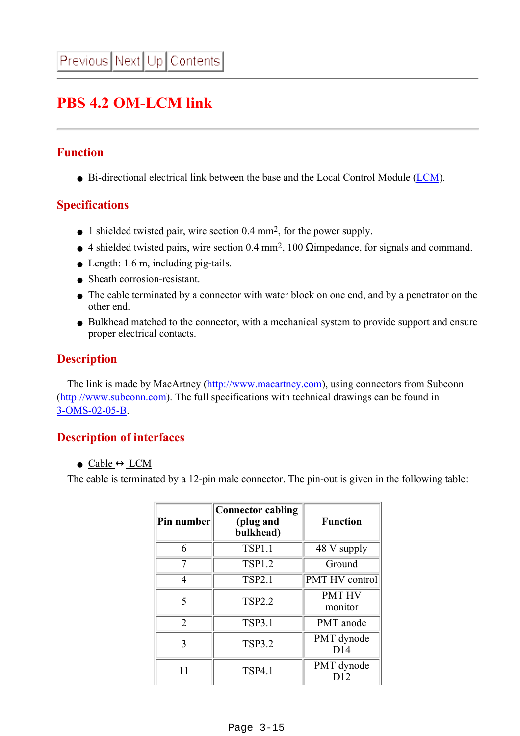Previous | Next | Up | Contents

# PBS 4.2 OM-LCM link

## Function

- Bi-directional electrical link between the base and the Local Control Module (LCM).

## Specifications

- 1 shielded twisted pair, wire section 0.4 mm$^2$, for the power supply.
- 4 shielded twisted pairs, wire section 0.4 mm$^2$, 100 Ωimpedance, for signals and command.
- Length: 1.6 m, including pig-tails.
- Sheath corrosion-resistant.
- The cable terminated by a connector with water block on one end, and by a penetrator on the other end.
- Bulkhead matched to the connector, with a mechanical system to provide support and ensure proper electrical contacts.

## Description

The link is made by MacArtney (http://www.macartney.com), using connectors from Subconn (http://www.subconn.com). The full specifications with technical drawings can be found in 3-OMS-02-05-B.

## Description of interfaces

- Cable ↔ LCM

The cable is terminated by a 12-pin male connector. The pin-out is given in the following table:

| Pin number | Connector cabling (plug and bulkhead) | Function |
|---|---|---|
| 6 | TSP1.1 | 48 V supply |
| 7 | TSP1.2 | Ground |
| 4 | TSP2.1 | PMT HV control |
| 5 | TSP2.2 | PMT HV monitor |
| 2 | TSP3.1 | PMT anode |
| 3 | TSP3.2 | PMT dynode D14 |
| 11 | TSP4.1 | PMT dynode D12 |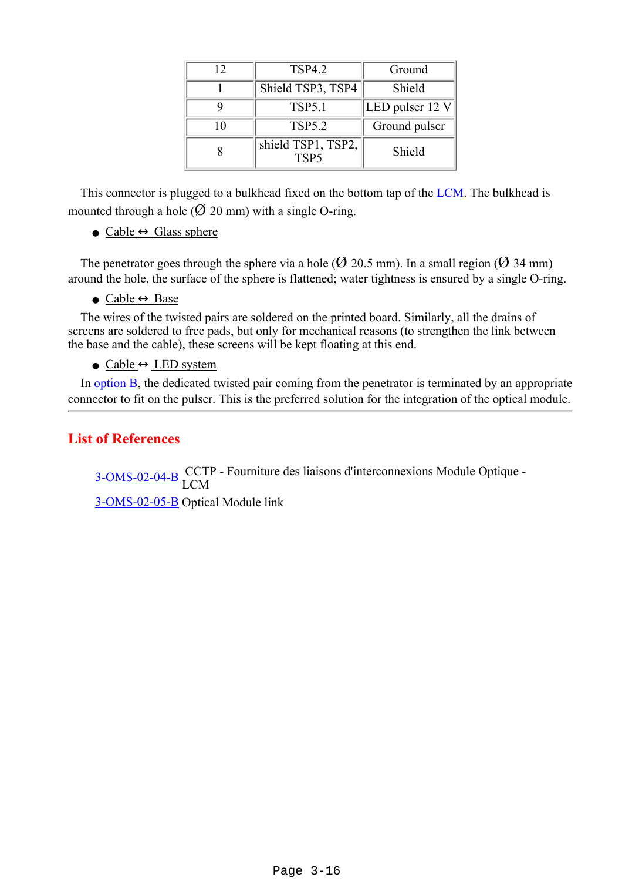| 12 | TSP4.2 | Ground |
|---|---|---|
| 1 | Shield TSP3, TSP4 | Shield |
| 9 | TSP5.1 | LED pulser 12 V |
| 10 | TSP5.2 | Ground pulser |
| 8 | shield TSP1, TSP2, TSP5 | Shield |

This connector is plugged to a bulkhead fixed on the bottom tap of the LCM. The bulkhead is mounted through a hole (Ø 20 mm) with a single O-ring.

- Cable ↔ Glass sphere

The penetrator goes through the sphere via a hole (Ø 20.5 mm). In a small region (Ø 34 mm) around the hole, the surface of the sphere is flattened; water tightness is ensured by a single O-ring.

- Cable ↔ Base

The wires of the twisted pairs are soldered on the printed board. Similarly, all the drains of screens are soldered to free pads, but only for mechanical reasons (to strengthen the link between the base and the cable), these screens will be kept floating at this end.

- Cable ↔ LED system

In option B, the dedicated twisted pair coming from the penetrator is terminated by an appropriate connector to fit on the pulser. This is the preferred solution for the integration of the optical module.

## List of References

| | |
|---|---|
| 3-OMS-02-04-B | CCTP - Fourniture des liaisons d'interconnexions Module Optique - LCM |
| 3-OMS-02-05-B | Optical Module link |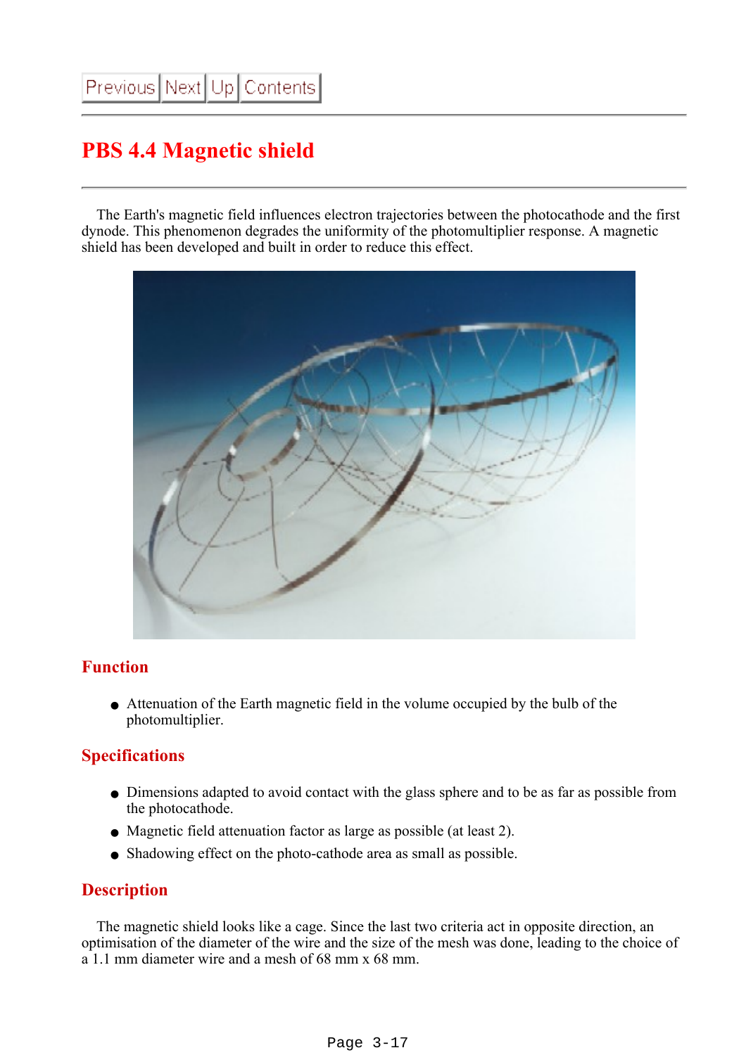Previous | Next | Up | Contents

# PBS 4.4 Magnetic shield

The Earth's magnetic field influences electron trajectories between the photocathode and the first dynode. This phenomenon degrades the uniformity of the photomultiplier response. A magnetic shield has been developed and built in order to reduce this effect.

## Function

- Attenuation of the Earth magnetic field in the volume occupied by the bulb of the photomultiplier.

## Specifications

- Dimensions adapted to avoid contact with the glass sphere and to be as far as possible from the photocathode.
- Magnetic field attenuation factor as large as possible (at least 2).
- Shadowing effect on the photo-cathode area as small as possible.

## Description

The magnetic shield looks like a cage. Since the last two criteria act in opposite direction, an optimisation of the diameter of the wire and the size of the mesh was done, leading to the choice of a 1.1 mm diameter wire and a mesh of 68 mm x 68 mm.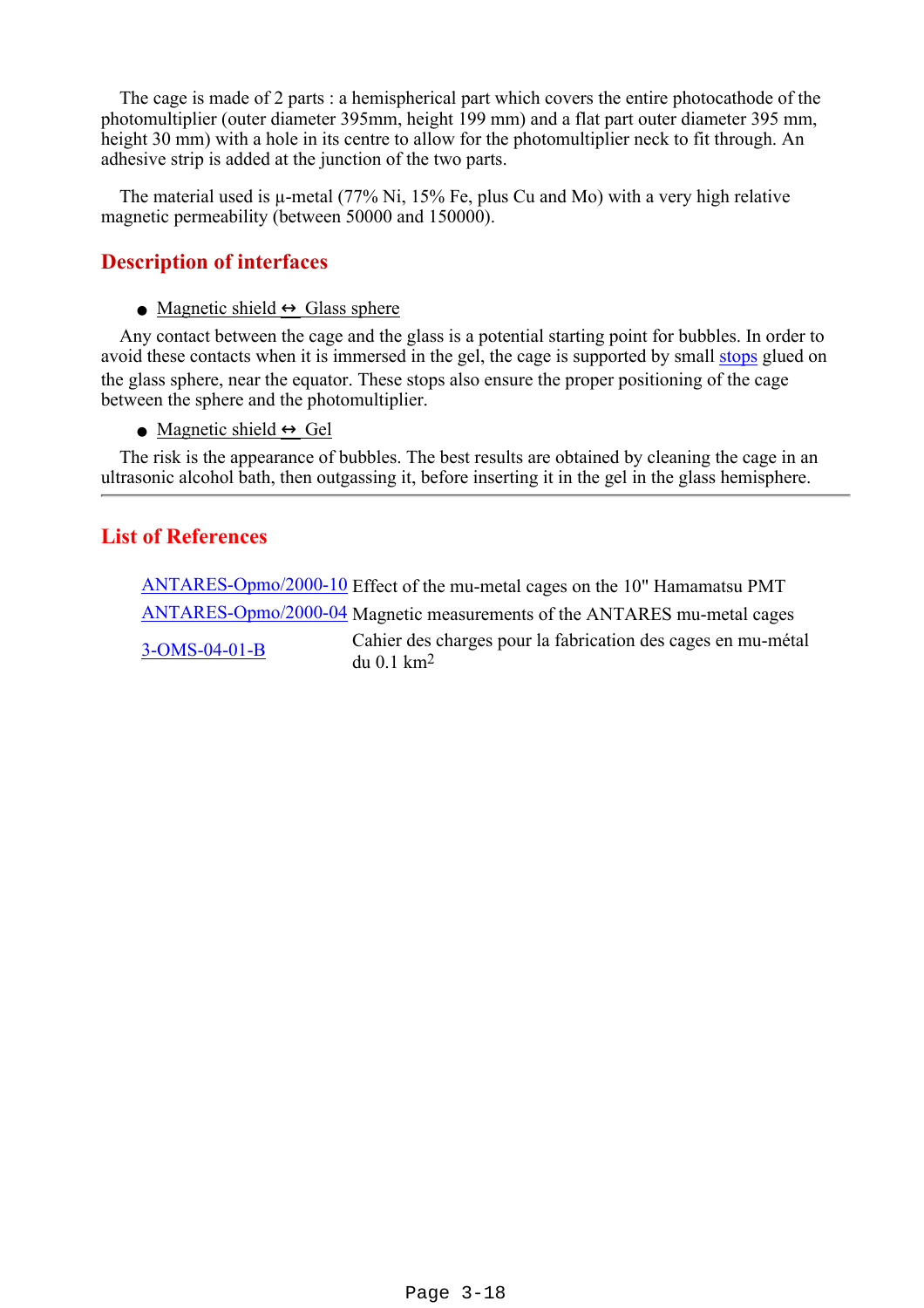The cage is made of 2 parts : a hemispherical part which covers the entire photocathode of the photomultiplier (outer diameter 395mm, height 199 mm) and a flat part outer diameter 395 mm, height 30 mm) with a hole in its centre to allow for the photomultiplier neck to fit through. An adhesive strip is added at the junction of the two parts.

The material used is µ-metal (77% Ni, 15% Fe, plus Cu and Mo) with a very high relative magnetic permeability (between 50000 and 150000).

## Description of interfaces

- Magnetic shield ↔ Glass sphere

Any contact between the cage and the glass is a potential starting point for bubbles. In order to avoid these contacts when it is immersed in the gel, the cage is supported by small stops glued on the glass sphere, near the equator. These stops also ensure the proper positioning of the cage between the sphere and the photomultiplier.

- Magnetic shield ↔ Gel

The risk is the appearance of bubbles. The best results are obtained by cleaning the cage in an ultrasonic alcohol bath, then outgassing it, before inserting it in the gel in the glass hemisphere.

---

## List of References

| | |
|---|---|
| ANTARES-Opmo/2000-10 | Effect of the mu-metal cages on the 10" Hamamatsu PMT |
| ANTARES-Opmo/2000-04 | Magnetic measurements of the ANTARES mu-metal cages |
| 3-OMS-04-01-B | Cahier des charges pour la fabrication des cages en mu-métal du 0.1 $km^2$ |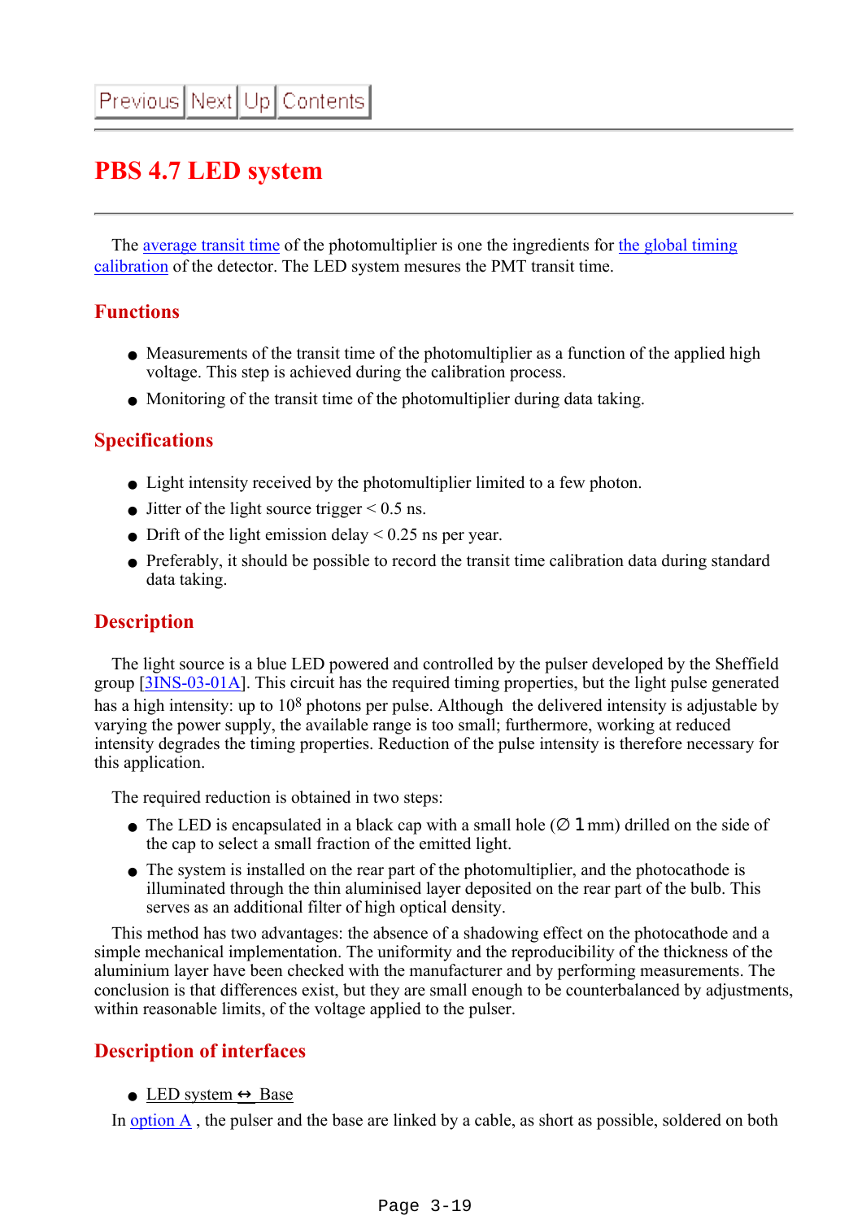Previous Next Up Contents

# PBS 4.7 LED system

The average transit time of the photomultiplier is one the ingredients for the global timing calibration of the detector. The LED system mesures the PMT transit time.

## Functions

- Measurements of the transit time of the photomultiplier as a function of the applied high voltage. This step is achieved during the calibration process.
- Monitoring of the transit time of the photomultiplier during data taking.

## Specifications

- Light intensity received by the photomultiplier limited to a few photon.
- Jitter of the light source trigger < 0.5 ns.
- Drift of the light emission delay < 0.25 ns per year.
- Preferably, it should be possible to record the transit time calibration data during standard data taking.

## Description

The light source is a blue LED powered and controlled by the pulser developed by the Sheffield group [3INS-03-01A]. This circuit has the required timing properties, but the light pulse generated has a high intensity: up to $10^8$ photons per pulse. Although the delivered intensity is adjustable by varying the power supply, the available range is too small; furthermore, working at reduced intensity degrades the timing properties. Reduction of the pulse intensity is therefore necessary for this application.

The required reduction is obtained in two steps:

- The LED is encapsulated in a black cap with a small hole (∅ 1 mm) drilled on the side of the cap to select a small fraction of the emitted light.
- The system is installed on the rear part of the photomultiplier, and the photocathode is illuminated through the thin aluminised layer deposited on the rear part of the bulb. This serves as an additional filter of high optical density.

This method has two advantages: the absence of a shadowing effect on the photocathode and a simple mechanical implementation. The uniformity and the reproducibility of the thickness of the aluminium layer have been checked with the manufacturer and by performing measurements. The conclusion is that differences exist, but they are small enough to be counterbalanced by adjustments, within reasonable limits, of the voltage applied to the pulser.

## Description of interfaces

- LED system ↔ Base

In option A , the pulser and the base are linked by a cable, as short as possible, soldered on both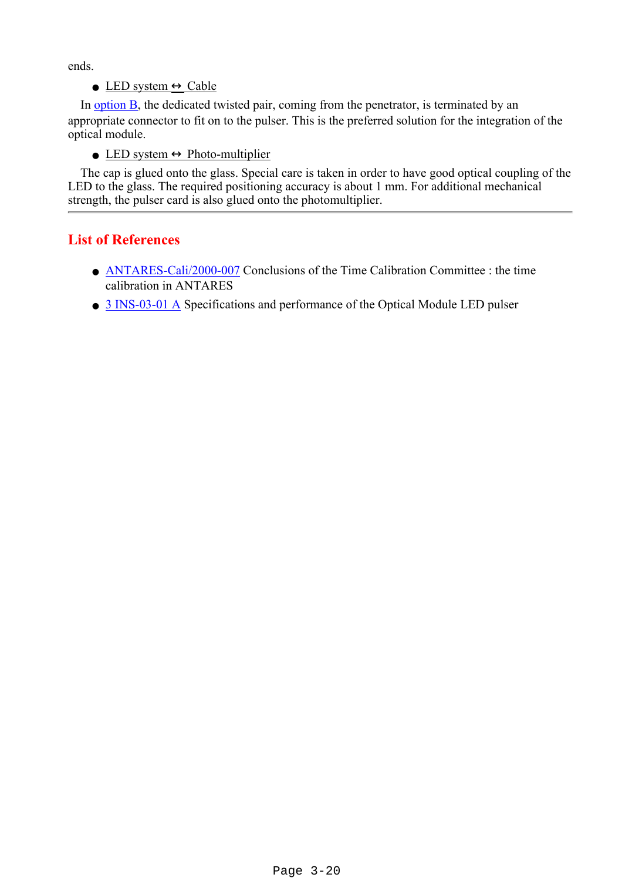ends.

- LED system ↔ Cable

In option B, the dedicated twisted pair, coming from the penetrator, is terminated by an appropriate connector to fit on to the pulser. This is the preferred solution for the integration of the optical module.

- LED system ↔ Photo-multiplier

The cap is glued onto the glass. Special care is taken in order to have good optical coupling of the LED to the glass. The required positioning accuracy is about 1 mm. For additional mechanical strength, the pulser card is also glued onto the photomultiplier.

---

## List of References

- ANTARES-Cali/2000-007 Conclusions of the Time Calibration Committee : the time calibration in ANTARES
- 3 INS-03-01 A Specifications and performance of the Optical Module LED pulser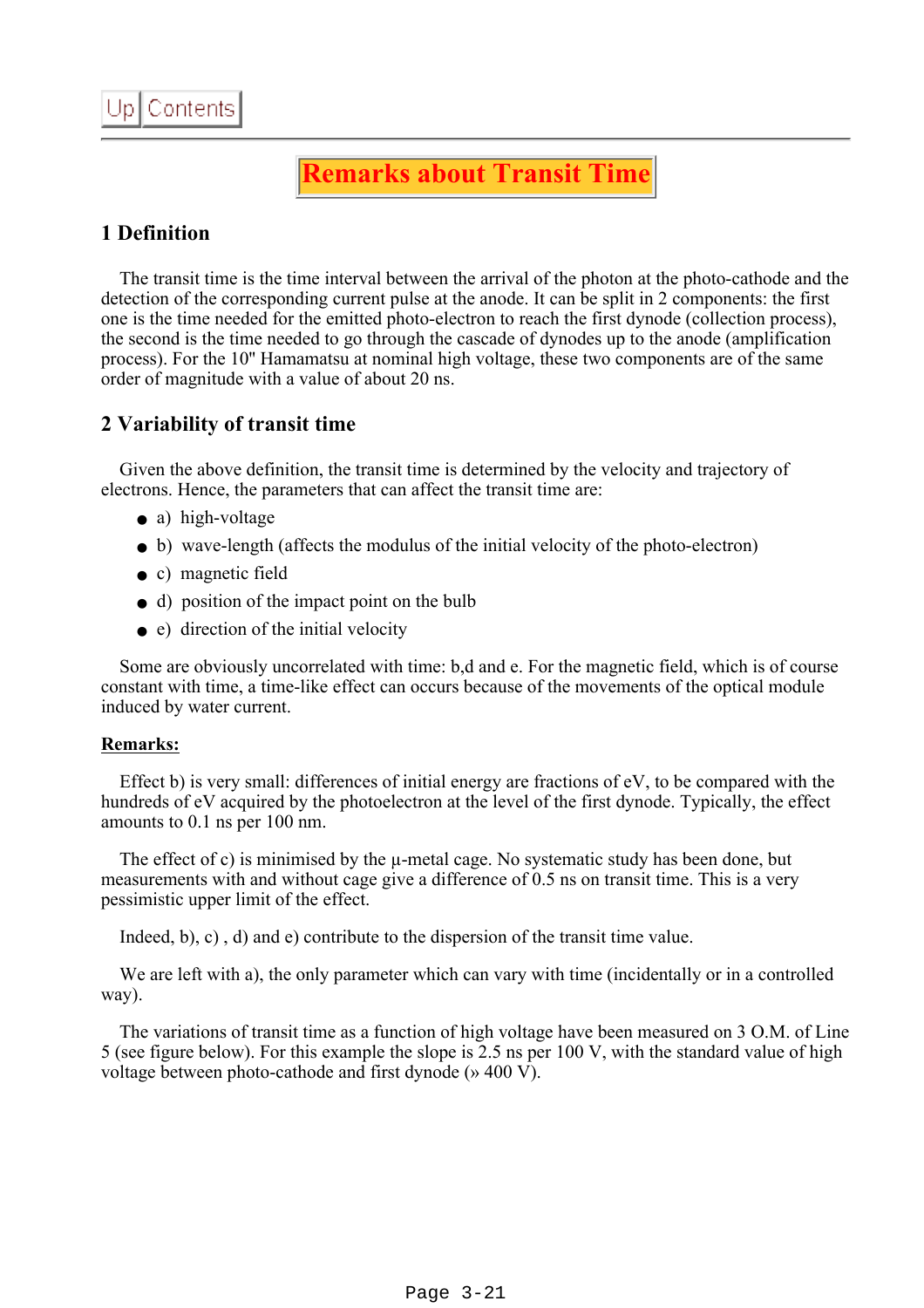Up Contents

# Remarks about Transit Time

## 1 Definition

The transit time is the time interval between the arrival of the photon at the photo-cathode and the detection of the corresponding current pulse at the anode. It can be split in 2 components: the first one is the time needed for the emitted photo-electron to reach the first dynode (collection process), the second is the time needed to go through the cascade of dynodes up to the anode (amplification process). For the 10" Hamamatsu at nominal high voltage, these two components are of the same order of magnitude with a value of about 20 ns.

## 2 Variability of transit time

Given the above definition, the transit time is determined by the velocity and trajectory of electrons. Hence, the parameters that can affect the transit time are:

- a) high-voltage
- b) wave-length (affects the modulus of the initial velocity of the photo-electron)
- c) magnetic field
- d) position of the impact point on the bulb
- e) direction of the initial velocity

Some are obviously uncorrelated with time: b,d and e. For the magnetic field, which is of course constant with time, a time-like effect can occurs because of the movements of the optical module induced by water current.

**Remarks:**

Effect b) is very small: differences of initial energy are fractions of eV, to be compared with the hundreds of eV acquired by the photoelectron at the level of the first dynode. Typically, the effect amounts to 0.1 ns per 100 nm.

The effect of c) is minimised by the μ-metal cage. No systematic study has been done, but measurements with and without cage give a difference of 0.5 ns on transit time. This is a very pessimistic upper limit of the effect.

Indeed, b), c) , d) and e) contribute to the dispersion of the transit time value.

We are left with a), the only parameter which can vary with time (incidentally or in a controlled way).

The variations of transit time as a function of high voltage have been measured on 3 O.M. of Line 5 (see figure below). For this example the slope is 2.5 ns per 100 V, with the standard value of high voltage between photo-cathode and first dynode (» 400 V).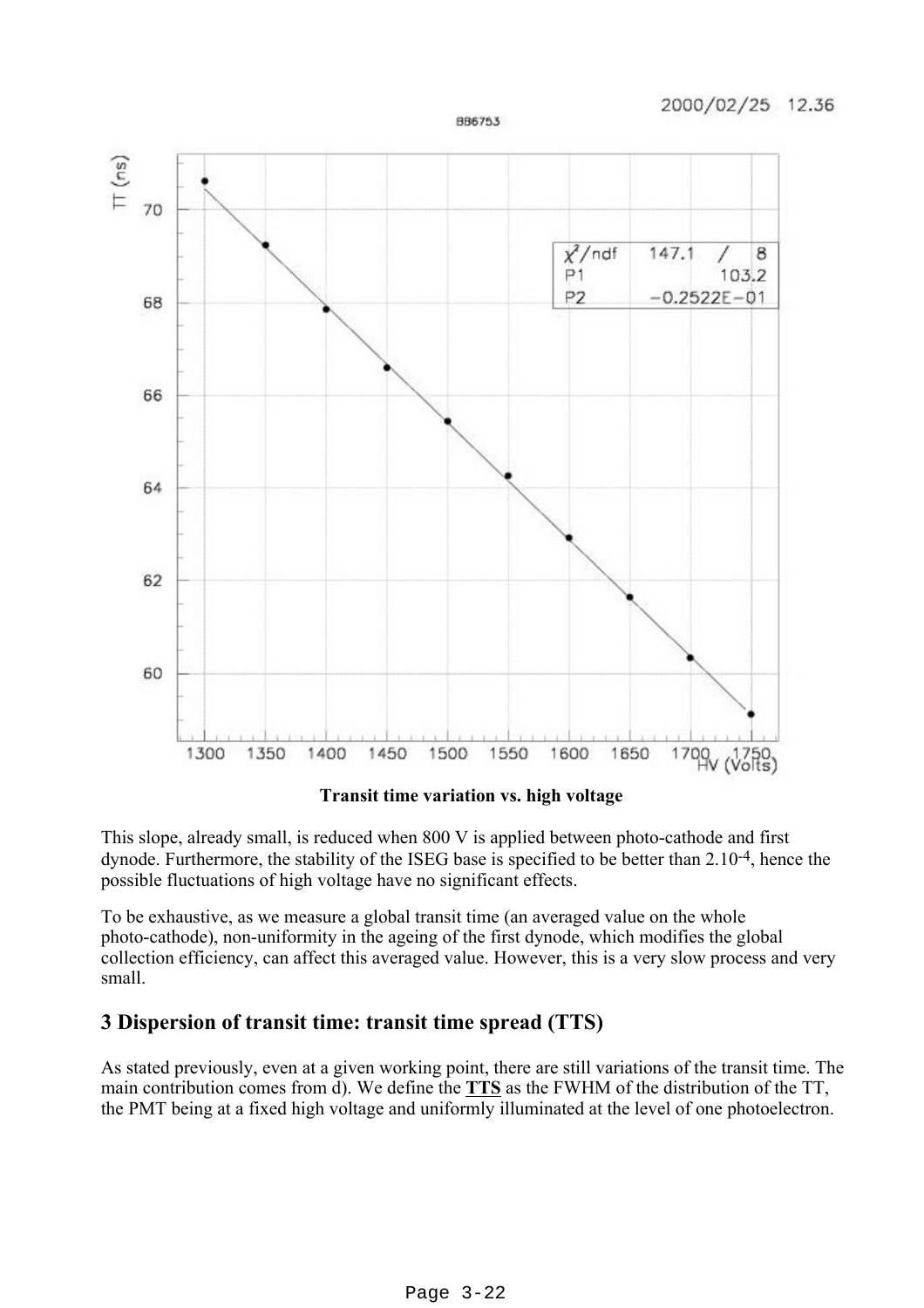**Transit time variation vs. high voltage**

This slope, already small, is reduced when 800 V is applied between photo-cathode and first dynode. Furthermore, the stability of the ISEG base is specified to be better than $2.10^{-4}$, hence the possible fluctuations of high voltage have no significant effects.

To be exhaustive, as we measure a global transit time (an averaged value on the whole photo-cathode), non-uniformity in the ageing of the first dynode, which modifies the global collection efficiency, can affect this averaged value. However, this is a very slow process and very small.

## 3 Dispersion of transit time: transit time spread (TTS)

As stated previously, even at a given working point, there are still variations of the transit time. The main contribution comes from d). We define the **TTS** as the FWHM of the distribution of the TT, the PMT being at a fixed high voltage and uniformly illuminated at the level of one photoelectron.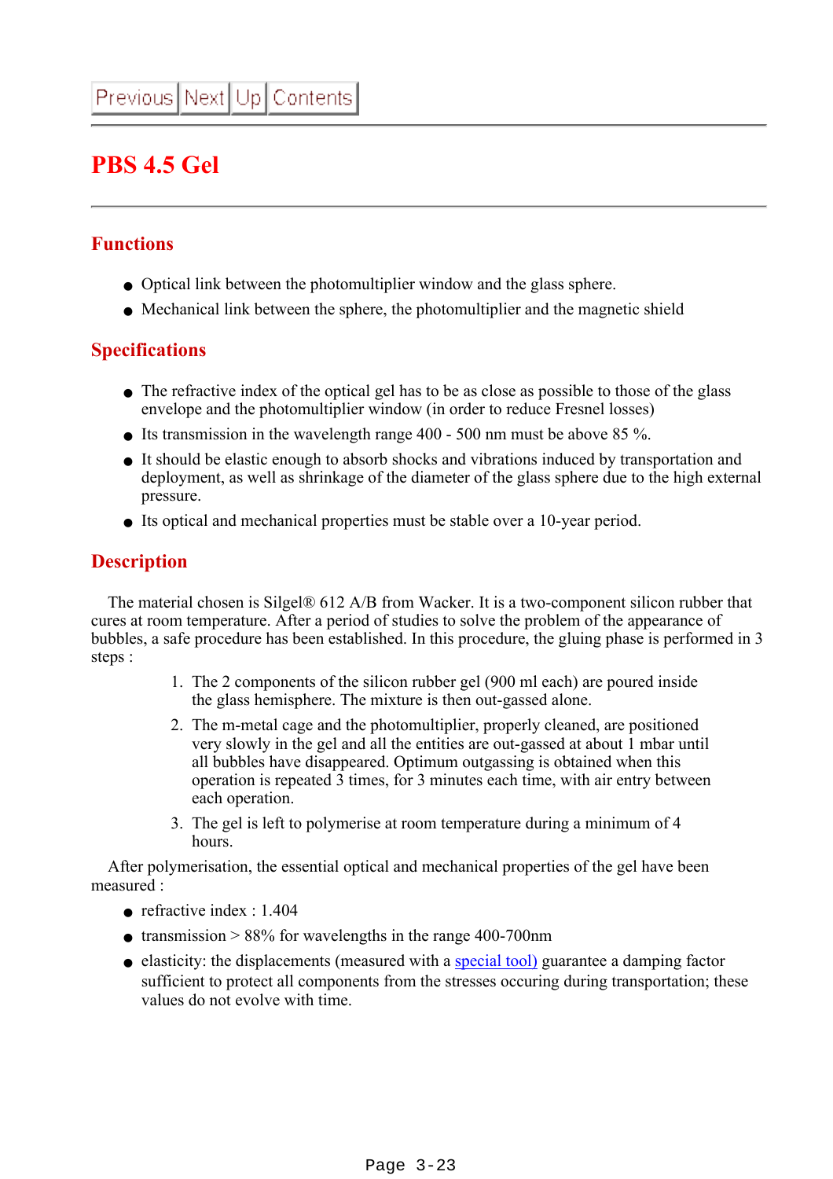# PBS 4.5 Gel

## Functions

- Optical link between the photomultiplier window and the glass sphere.
- Mechanical link between the sphere, the photomultiplier and the magnetic shield

## Specifications

- The refractive index of the optical gel has to be as close as possible to those of the glass envelope and the photomultiplier window (in order to reduce Fresnel losses)
- Its transmission in the wavelength range 400 - 500 nm must be above 85 %.
- It should be elastic enough to absorb shocks and vibrations induced by transportation and deployment, as well as shrinkage of the diameter of the glass sphere due to the high external pressure.
- Its optical and mechanical properties must be stable over a 10-year period.

## Description

The material chosen is Silgel® 612 A/B from Wacker. It is a two-component silicon rubber that cures at room temperature. After a period of studies to solve the problem of the appearance of bubbles, a safe procedure has been established. In this procedure, the gluing phase is performed in 3 steps :

1. The 2 components of the silicon rubber gel (900 ml each) are poured inside the glass hemisphere. The mixture is then out-gassed alone.
2. The m-metal cage and the photomultiplier, properly cleaned, are positioned very slowly in the gel and all the entities are out-gassed at about 1 mbar until all bubbles have disappeared. Optimum outgassing is obtained when this operation is repeated 3 times, for 3 minutes each time, with air entry between each operation.
3. The gel is left to polymerise at room temperature during a minimum of 4 hours.

After polymerisation, the essential optical and mechanical properties of the gel have been measured :

- refractive index : 1.404
- transmission > 88% for wavelengths in the range 400-700nm
- elasticity: the displacements (measured with a special tool) guarantee a damping factor sufficient to protect all components from the stresses occuring during transportation; these values do not evolve with time.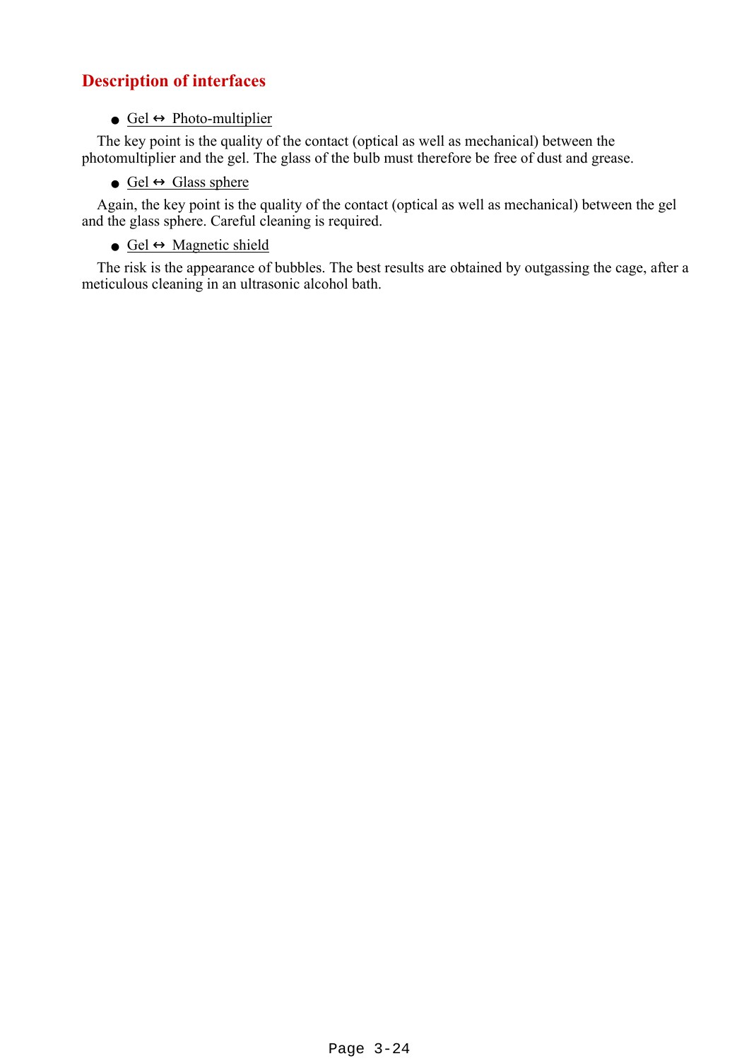## Description of interfaces

- Gel ↔ Photo-multiplier

The key point is the quality of the contact (optical as well as mechanical) between the photomultiplier and the gel. The glass of the bulb must therefore be free of dust and grease.

- Gel ↔ Glass sphere

Again, the key point is the quality of the contact (optical as well as mechanical) between the gel and the glass sphere. Careful cleaning is required.

- Gel ↔ Magnetic shield

The risk is the appearance of bubbles. The best results are obtained by outgassing the cage, after a meticulous cleaning in an ultrasonic alcohol bath.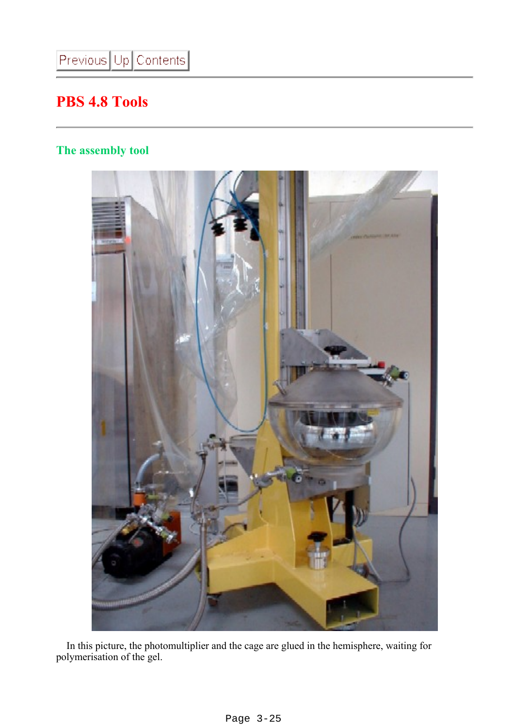Previous | Up | Contents

# PBS 4.8 Tools

## The assembly tool

In this picture, the photomultiplier and the cage are glued in the hemisphere, waiting for polymerisation of the gel.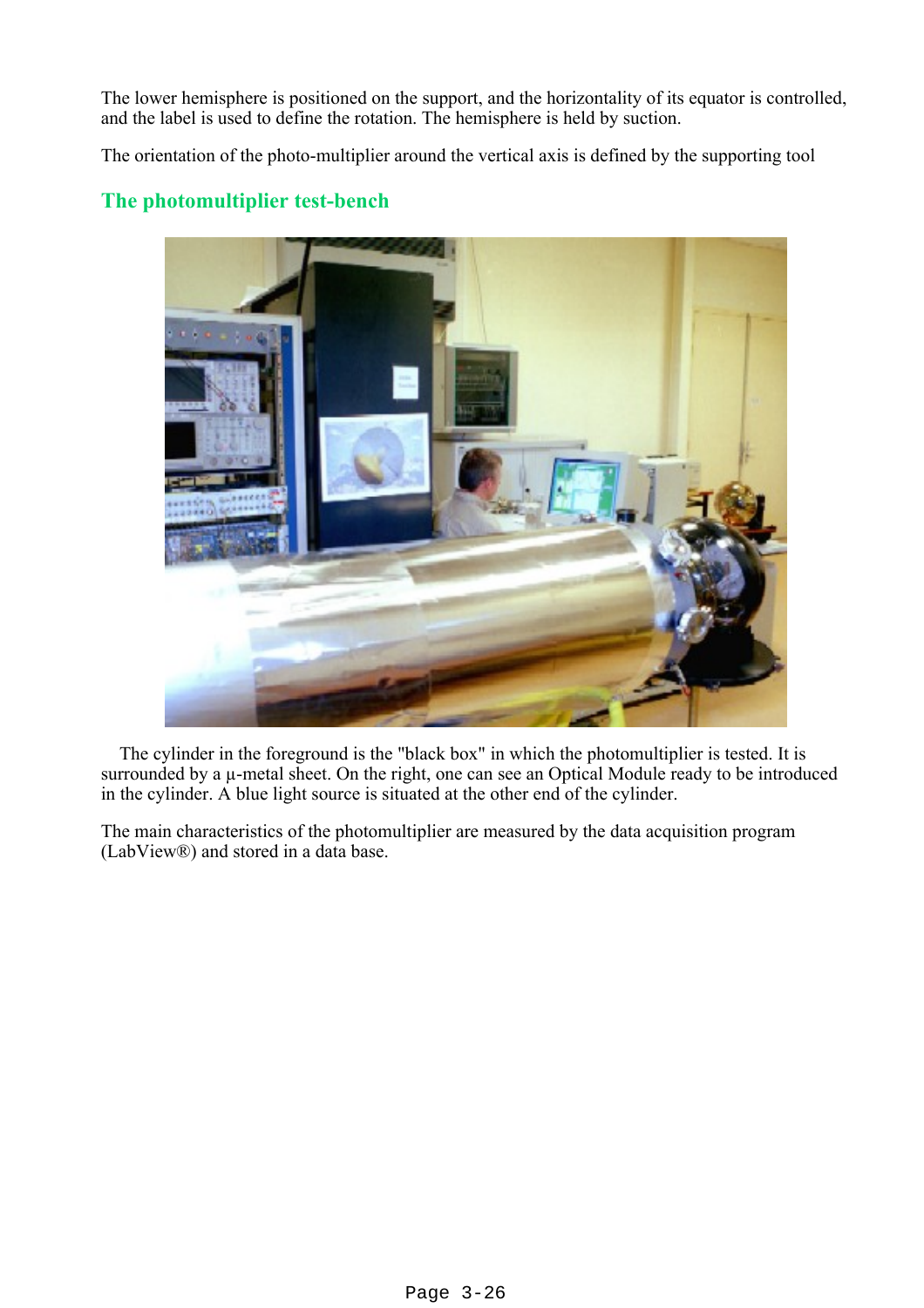The lower hemisphere is positioned on the support, and the horizontality of its equator is controlled, and the label is used to define the rotation. The hemisphere is held by suction.

The orientation of the photo-multiplier around the vertical axis is defined by the supporting tool

## The photomultiplier test-bench

The cylinder in the foreground is the "black box" in which the photomultiplier is tested. It is surrounded by a μ-metal sheet. On the right, one can see an Optical Module ready to be introduced in the cylinder. A blue light source is situated at the other end of the cylinder.

The main characteristics of the photomultiplier are measured by the data acquisition program (LabView®) and stored in a data base.